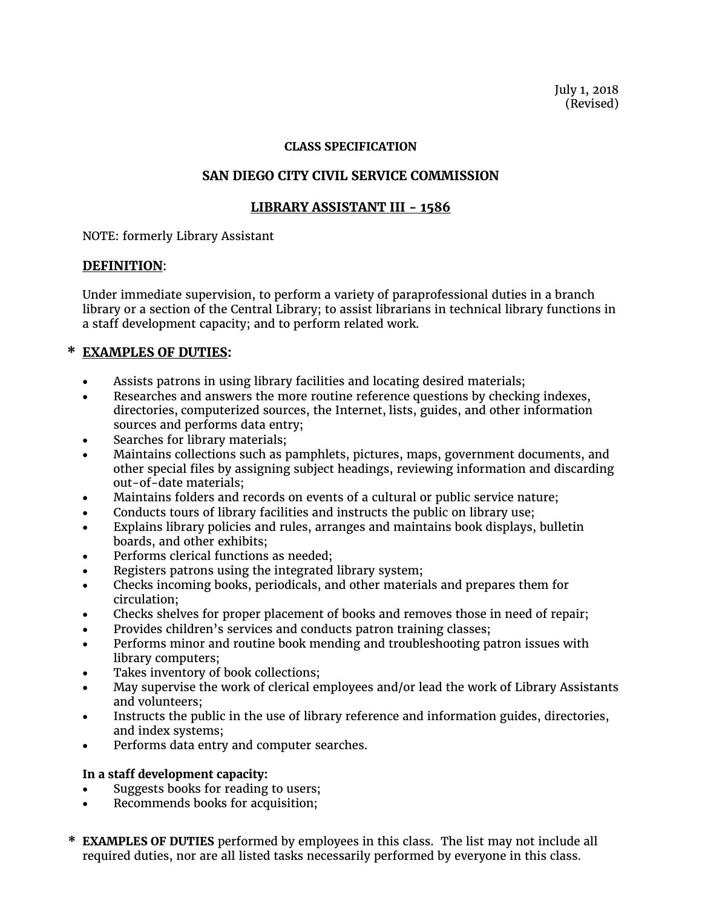July 1, 2018
(Revised)

**CLASS SPECIFICATION**

**SAN DIEGO CITY CIVIL SERVICE COMMISSION**

## LIBRARY ASSISTANT III - 1586

NOTE: formerly Library Assistant

### DEFINITION:

Under immediate supervision, to perform a variety of paraprofessional duties in a branch library or a section of the Central Library; to assist librarians in technical library functions in a staff development capacity; and to perform related work.

### * EXAMPLES OF DUTIES:

- Assists patrons in using library facilities and locating desired materials;
- Researches and answers the more routine reference questions by checking indexes, directories, computerized sources, the Internet, lists, guides, and other information sources and performs data entry;
- Searches for library materials;
- Maintains collections such as pamphlets, pictures, maps, government documents, and other special files by assigning subject headings, reviewing information and discarding out-of-date materials;
- Maintains folders and records on events of a cultural or public service nature;
- Conducts tours of library facilities and instructs the public on library use;
- Explains library policies and rules, arranges and maintains book displays, bulletin boards, and other exhibits;
- Performs clerical functions as needed;
- Registers patrons using the integrated library system;
- Checks incoming books, periodicals, and other materials and prepares them for circulation;
- Checks shelves for proper placement of books and removes those in need of repair;
- Provides children's services and conducts patron training classes;
- Performs minor and routine book mending and troubleshooting patron issues with library computers;
- Takes inventory of book collections;
- May supervise the work of clerical employees and/or lead the work of Library Assistants and volunteers;
- Instructs the public in the use of library reference and information guides, directories, and index systems;
- Performs data entry and computer searches.

**In a staff development capacity:**

- Suggests books for reading to users;
- Recommends books for acquisition;

\* **EXAMPLES OF DUTIES** performed by employees in this class. The list may not include all required duties, nor are all listed tasks necessarily performed by everyone in this class.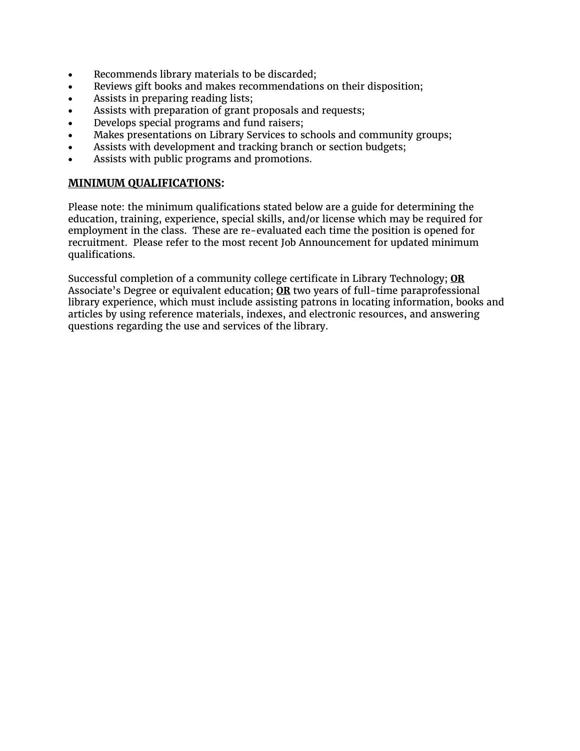- Recommends library materials to be discarded;
- Reviews gift books and makes recommendations on their disposition;
- Assists in preparing reading lists;
- Assists with preparation of grant proposals and requests;
- Develops special programs and fund raisers;
- Makes presentations on Library Services to schools and community groups;
- Assists with development and tracking branch or section budgets;
- Assists with public programs and promotions.

**MINIMUM QUALIFICATIONS:**

Please note: the minimum qualifications stated below are a guide for determining the education, training, experience, special skills, and/or license which may be required for employment in the class. These are re-evaluated each time the position is opened for recruitment. Please refer to the most recent Job Announcement for updated minimum qualifications.

Successful completion of a community college certificate in Library Technology; **OR** Associate's Degree or equivalent education; **OR** two years of full-time paraprofessional library experience, which must include assisting patrons in locating information, books and articles by using reference materials, indexes, and electronic resources, and answering questions regarding the use and services of the library.